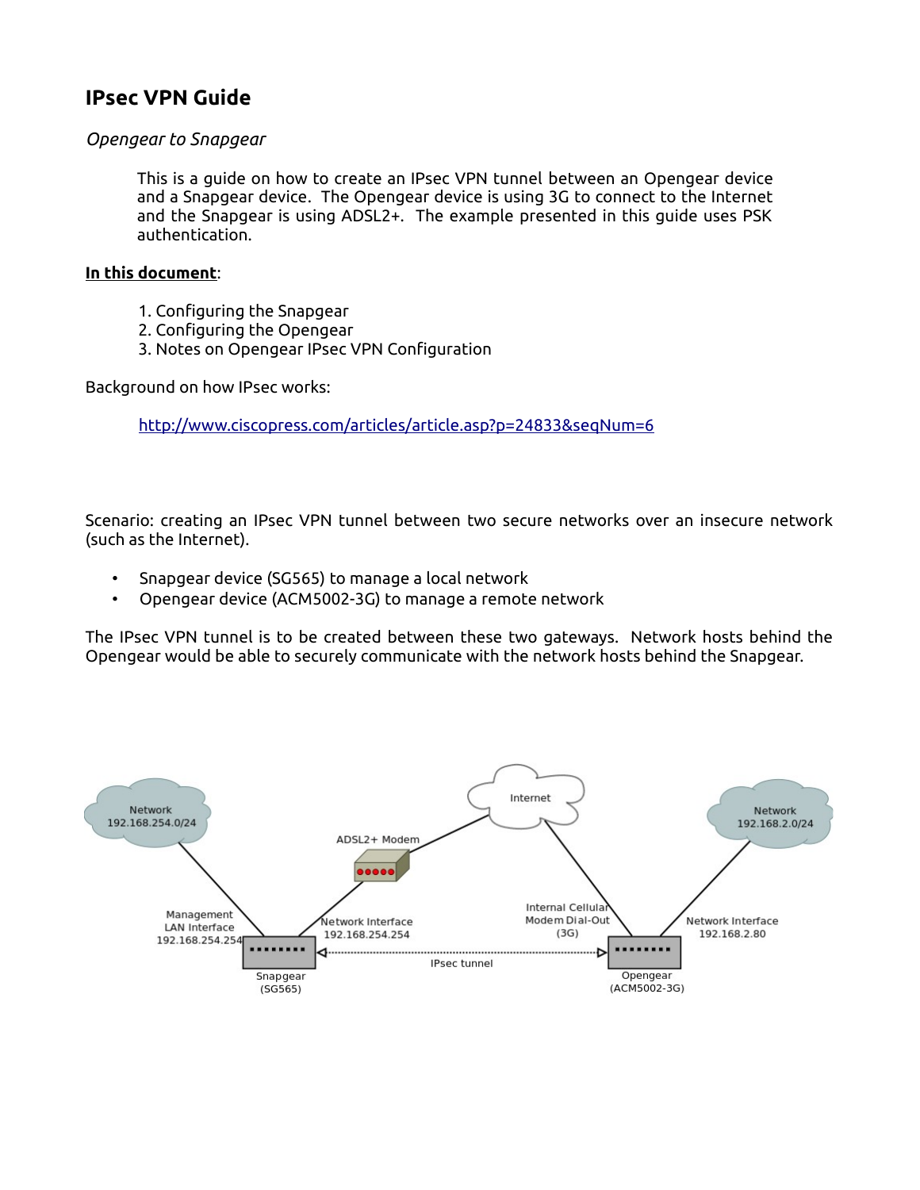# IPsec VPN Guide

*Opengear to Snapgear*

This is a guide on how to create an IPsec VPN tunnel between an Opengear device and a Snapgear device. The Opengear device is using 3G to connect to the Internet and the Snapgear is using ADSL2+. The example presented in this guide uses PSK authentication.

**In this document**:

1. Configuring the Snapgear
2. Configuring the Opengear
3. Notes on Opengear IPsec VPN Configuration

Background on how IPsec works:

http://www.ciscopress.com/articles/article.asp?p=24833&seqNum=6

Scenario: creating an IPsec VPN tunnel between two secure networks over an insecure network (such as the Internet).

- Snapgear device (SG565) to manage a local network
- Opengear device (ACM5002-3G) to manage a remote network

The IPsec VPN tunnel is to be created between these two gateways. Network hosts behind the Opengear would be able to securely communicate with the network hosts behind the Snapgear.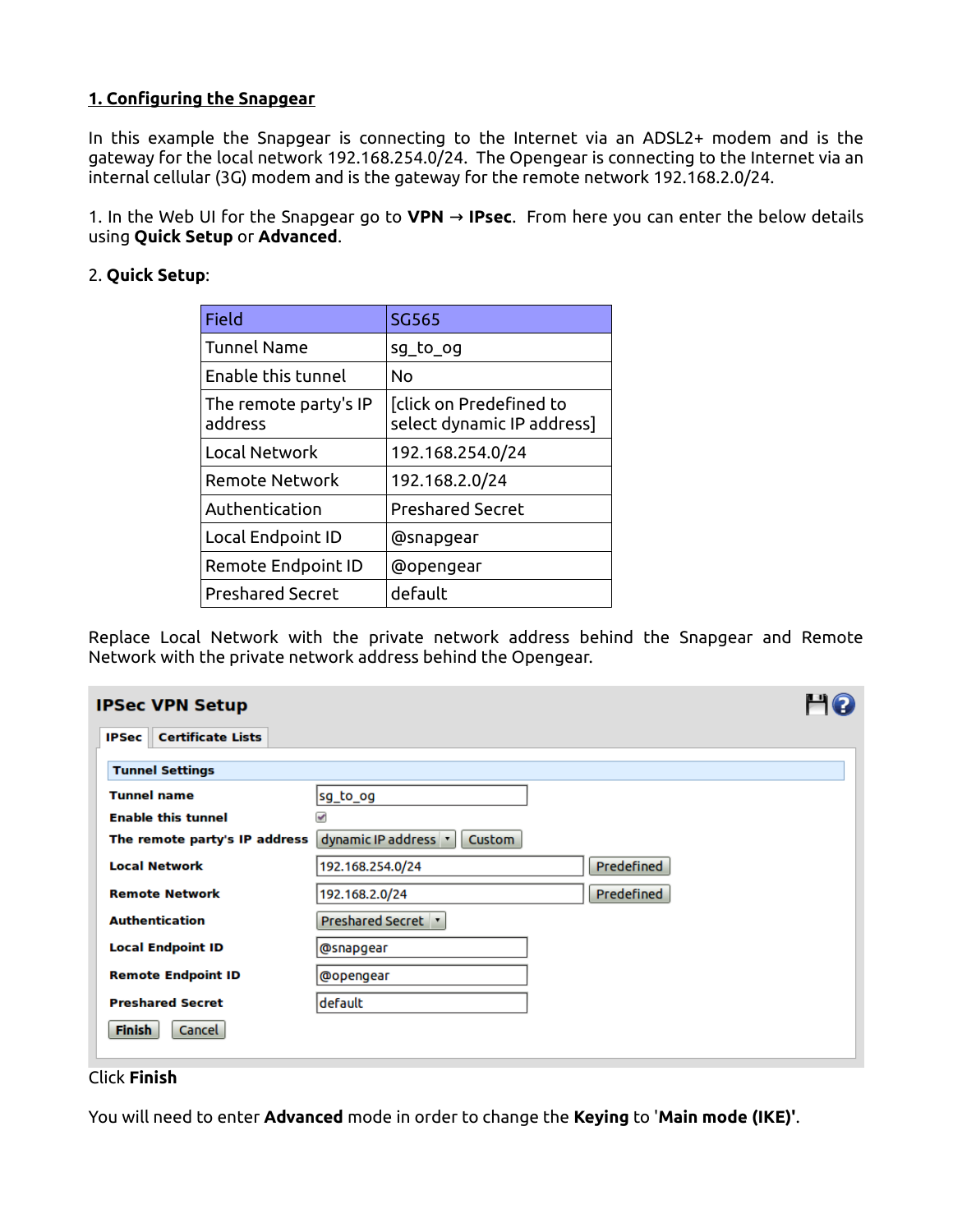## 1. Configuring the Snapgear

In this example the Snapgear is connecting to the Internet via an ADSL2+ modem and is the gateway for the local network 192.168.254.0/24. The Opengear is connecting to the Internet via an internal cellular (3G) modem and is the gateway for the remote network 192.168.2.0/24.

1. In the Web UI for the Snapgear go to **VPN** → **IPsec**. From here you can enter the below details using **Quick Setup** or **Advanced**.

2. **Quick Setup**:

| Field | SG565 |
| --- | --- |
| Tunnel Name | sg_to_og |
| Enable this tunnel | No |
| The remote party's IP address | [click on Predefined to select dynamic IP address] |
| Local Network | 192.168.254.0/24 |
| Remote Network | 192.168.2.0/24 |
| Authentication | Preshared Secret |
| Local Endpoint ID | @snapgear |
| Remote Endpoint ID | @opengear |
| Preshared Secret | default |

Replace Local Network with the private network address behind the Snapgear and Remote Network with the private network address behind the Opengear.

**IPSec VPN Setup**

IPSec | Certificate Lists

**Tunnel Settings**

| | |
| --- | --- |
| **Tunnel name** | sg_to_og |
| **Enable this tunnel** | ☑ |
| **The remote party's IP address** | dynamic IP address ▾ [Custom] |
| **Local Network** | 192.168.254.0/24 [Predefined] |
| **Remote Network** | 192.168.2.0/24 [Predefined] |
| **Authentication** | Preshared Secret ▾ |
| **Local Endpoint ID** | @snapgear |
| **Remote Endpoint ID** | @opengear |
| **Preshared Secret** | default |

[Finish] [Cancel]

Click **Finish**

You will need to enter **Advanced** mode in order to change the **Keying** to '**Main mode (IKE)'**.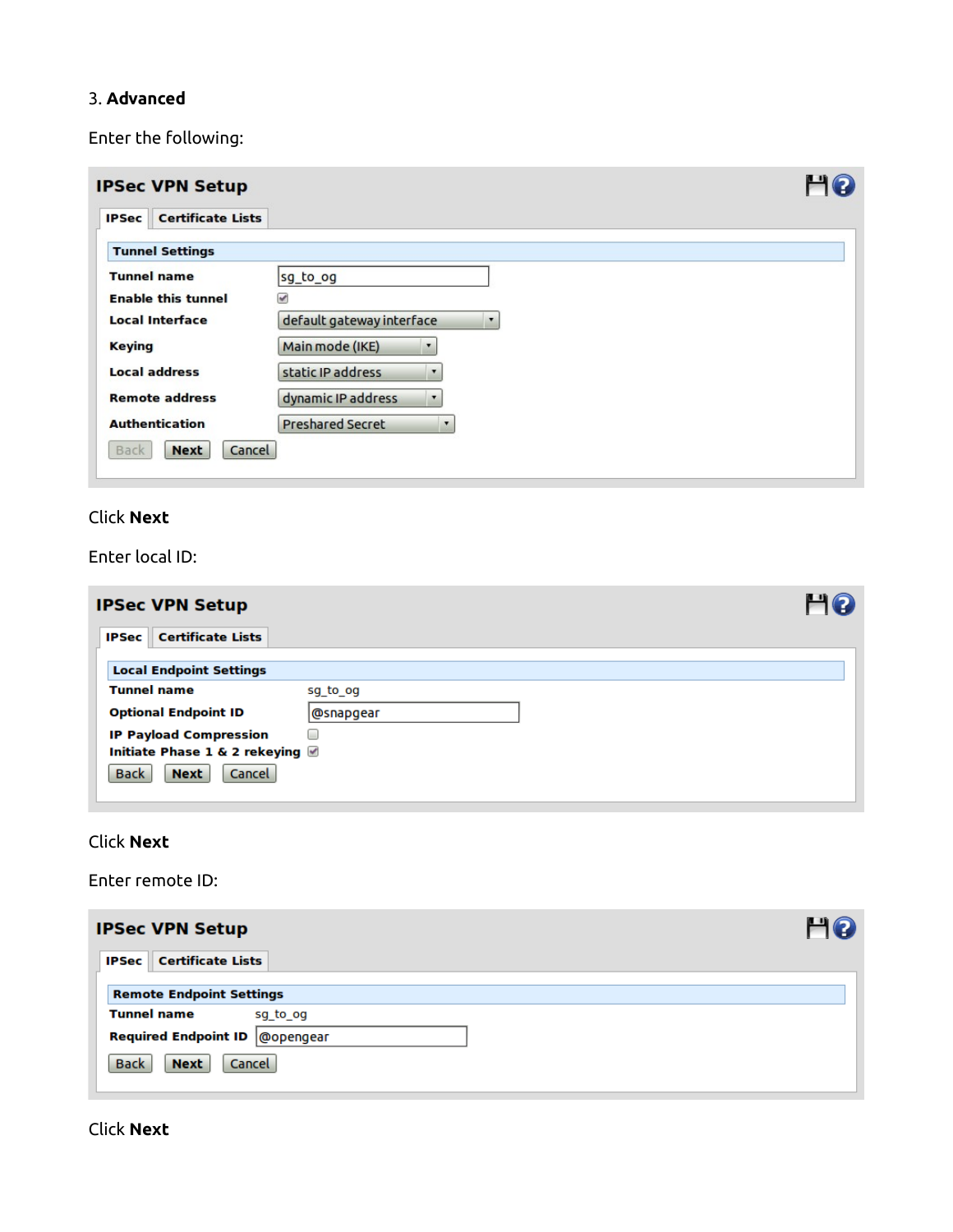3. **Advanced**

Enter the following:

**IPSec VPN Setup**

IPSec | Certificate Lists

**Tunnel Settings**

| | |
|---|---|
| **Tunnel name** | sg_to_og |
| **Enable this tunnel** | ☑ |
| **Local Interface** | default gateway interface |
| **Keying** | Main mode (IKE) |
| **Local address** | static IP address |
| **Remote address** | dynamic IP address |
| **Authentication** | Preshared Secret |

Back | Next | Cancel

Click **Next**

Enter local ID:

**IPSec VPN Setup**

IPSec | Certificate Lists

**Local Endpoint Settings**

| | |
|---|---|
| **Tunnel name** | sg_to_og |
| **Optional Endpoint ID** | @snapgear |
| **IP Payload Compression** | ☐ |
| **Initiate Phase 1 & 2 rekeying** | ☑ |

Back | Next | Cancel

Click **Next**

Enter remote ID:

**IPSec VPN Setup**

IPSec | Certificate Lists

**Remote Endpoint Settings**

| | |
|---|---|
| **Tunnel name** | sg_to_og |
| **Required Endpoint ID** | @opengear |

Back | Next | Cancel

Click **Next**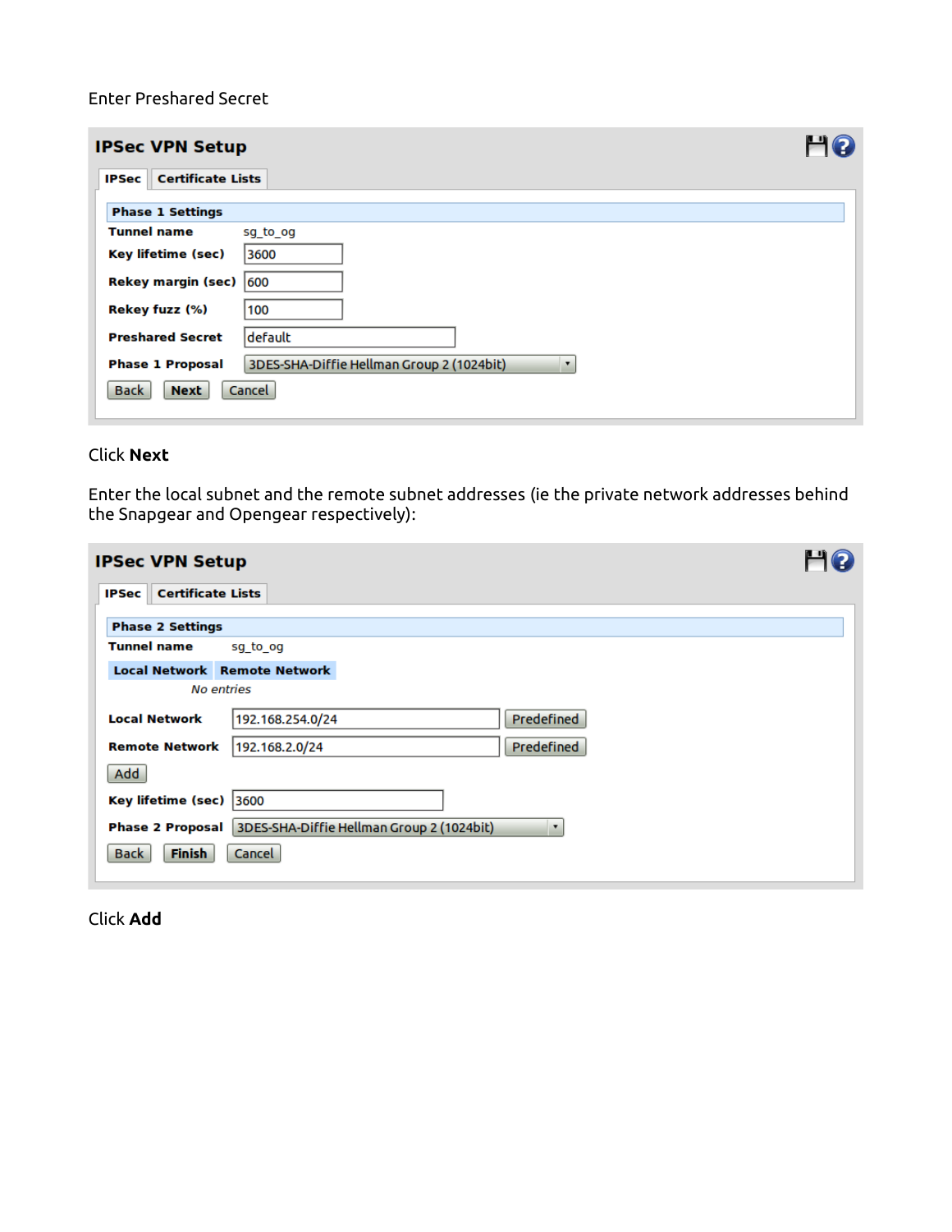Enter Preshared Secret

**IPSec VPN Setup**

IPSec | Certificate Lists

**Phase 1 Settings**

| | |
|---|---|
| **Tunnel name** | sg_to_og |
| **Key lifetime (sec)** | 3600 |
| **Rekey margin (sec)** | 600 |
| **Rekey fuzz (%)** | 100 |
| **Preshared Secret** | default |
| **Phase 1 Proposal** | 3DES-SHA-Diffie Hellman Group 2 (1024bit) |

Back | Next | Cancel

Click **Next**

Enter the local subnet and the remote subnet addresses (ie the private network addresses behind the Snapgear and Opengear respectively):

**IPSec VPN Setup**

IPSec | Certificate Lists

**Phase 2 Settings**

**Tunnel name** sg_to_og

| Local Network | Remote Network |
|---|---|
| *No entries* | |

| | | |
|---|---|---|
| **Local Network** | 192.168.254.0/24 | Predefined |
| **Remote Network** | 192.168.2.0/24 | Predefined |

Add

| | |
|---|---|
| **Key lifetime (sec)** | 3600 |
| **Phase 2 Proposal** | 3DES-SHA-Diffie Hellman Group 2 (1024bit) |

Back | Finish | Cancel

Click **Add**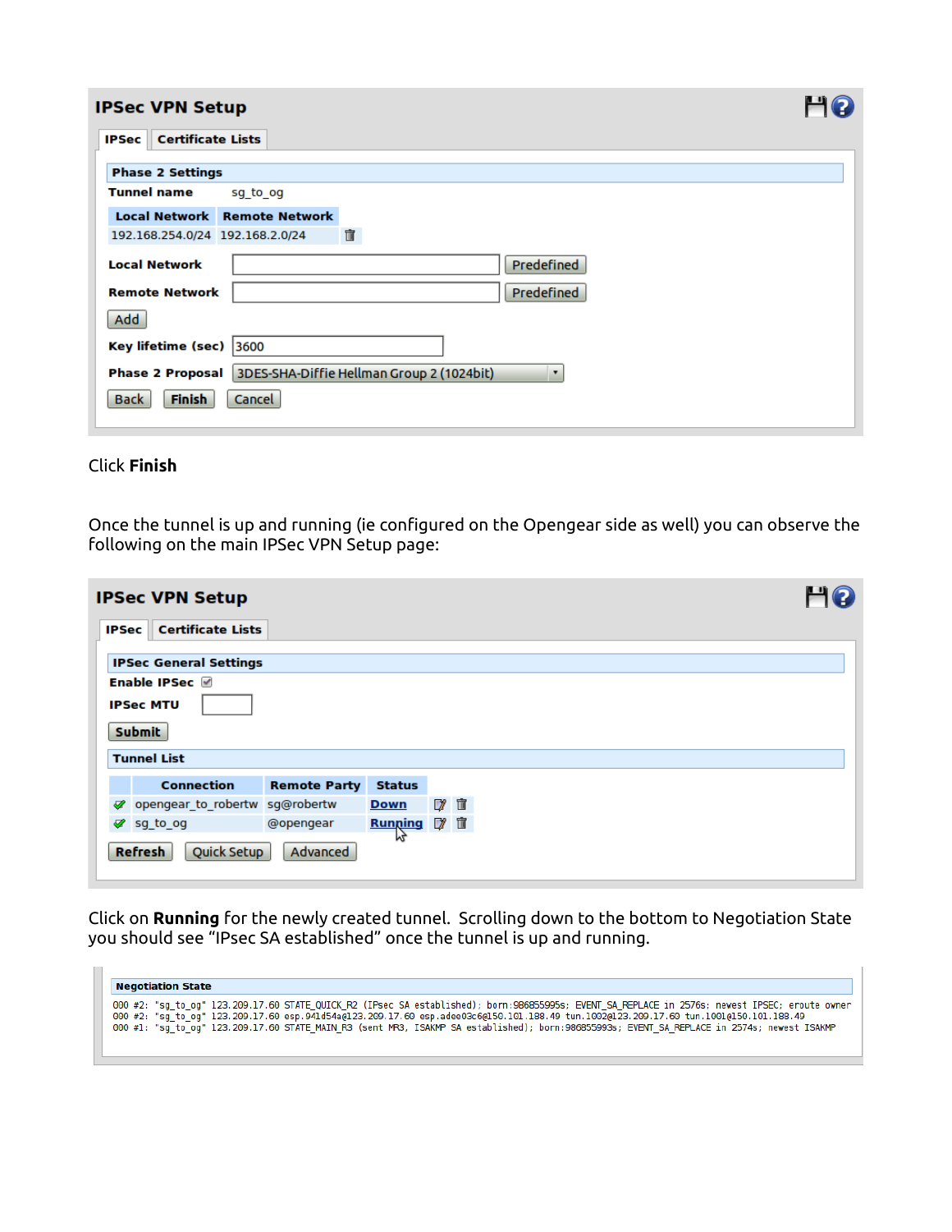## IPSec VPN Setup

**IPSec** | **Certificate Lists**

**Phase 2 Settings**

**Tunnel name** sg_to_og

| Local Network | Remote Network |
|---|---|
| 192.168.254.0/24 | 192.168.2.0/24 |

**Local Network** [ ] Predefined

**Remote Network** [ ] Predefined

Add

**Key lifetime (sec)** 3600

**Phase 2 Proposal** 3DES-SHA-Diffie Hellman Group 2 (1024bit)

Back | Finish | Cancel

Click **Finish**

Once the tunnel is up and running (ie configured on the Opengear side as well) you can observe the following on the main IPSec VPN Setup page:

## IPSec VPN Setup

**IPSec** | **Certificate Lists**

**IPSec General Settings**

**Enable IPSec** ☑

**IPSec MTU** [ ]

Submit

**Tunnel List**

| | Connection | Remote Party | Status |
|---|---|---|---|
| ✔ | opengear_to_robertw | sg@robertw | Down |
| ✔ | sg_to_og | @opengear | Running |

Refresh | Quick Setup | Advanced

Click on **Running** for the newly created tunnel. Scrolling down to the bottom to Negotiation State you should see "IPsec SA established" once the tunnel is up and running.

**Negotiation State**

```
000 #2: "sg_to_og" 123.209.17.60 STATE_QUICK_R2 (IPsec SA established); born:986855995s; EVENT_SA_REPLACE in 2576s; newest IPSEC; eroute owner
000 #2: "sg_to_og" 123.209.17.60 esp.941d54a@123.209.17.60 esp.adee03c6@150.101.188.49 tun.1002@123.209.17.60 tun.1001@150.101.188.49
000 #1: "sg_to_og" 123.209.17.60 STATE_MAIN_R3 (sent MR3, ISAKMP SA established); born:986855993s; EVENT_SA_REPLACE in 2574s; newest ISAKMP
```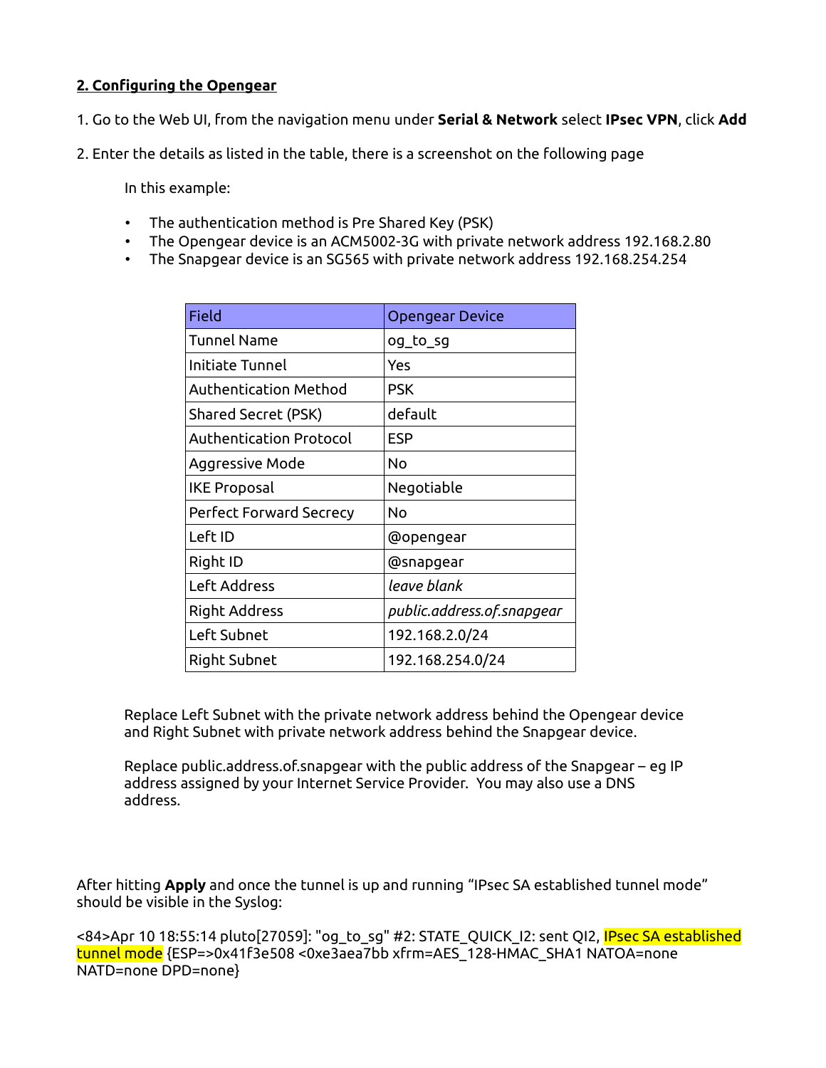## 2. Configuring the Opengear

1. Go to the Web UI, from the navigation menu under **Serial & Network** select **IPsec VPN**, click **Add**

2. Enter the details as listed in the table, there is a screenshot on the following page

In this example:

- The authentication method is Pre Shared Key (PSK)
- The Opengear device is an ACM5002-3G with private network address 192.168.2.80
- The Snapgear device is an SG565 with private network address 192.168.254.254

| Field | Opengear Device |
|---|---|
| Tunnel Name | og_to_sg |
| Initiate Tunnel | Yes |
| Authentication Method | PSK |
| Shared Secret (PSK) | default |
| Authentication Protocol | ESP |
| Aggressive Mode | No |
| IKE Proposal | Negotiable |
| Perfect Forward Secrecy | No |
| Left ID | @opengear |
| Right ID | @snapgear |
| Left Address | *leave blank* |
| Right Address | *public.address.of.snapgear* |
| Left Subnet | 192.168.2.0/24 |
| Right Subnet | 192.168.254.0/24 |

Replace Left Subnet with the private network address behind the Opengear device and Right Subnet with private network address behind the Snapgear device.

Replace public.address.of.snapgear with the public address of the Snapgear – eg IP address assigned by your Internet Service Provider. You may also use a DNS address.

After hitting **Apply** and once the tunnel is up and running "IPsec SA established tunnel mode" should be visible in the Syslog:

<84>Apr 10 18:55:14 pluto[27059]: "og_to_sg" #2: STATE_QUICK_I2: sent QI2, IPsec SA established tunnel mode {ESP=>0x41f3e508 <0xe3aea7bb xfrm=AES_128-HMAC_SHA1 NATOA=none NATD=none DPD=none}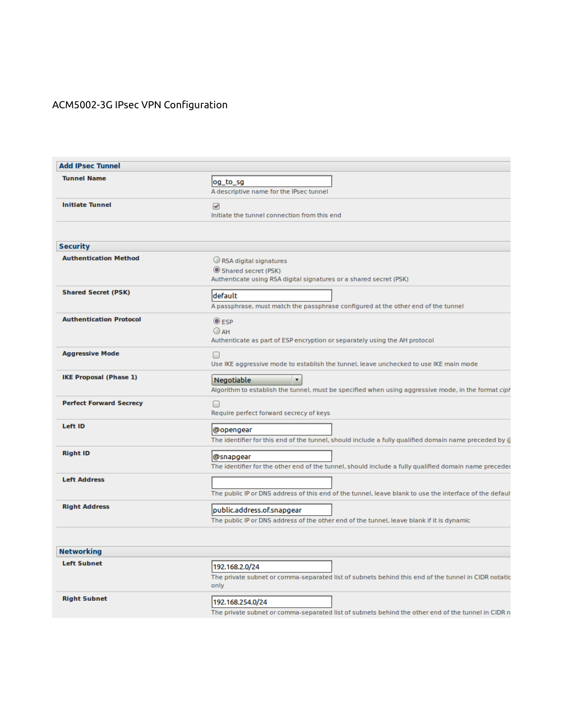ACM5002-3G IPsec VPN Configuration

## Add IPsec Tunnel

| Field | Value / Description |
| --- | --- |
| **Tunnel Name** | og_to_sg<br>A descriptive name for the IPsec tunnel |
| **Initiate Tunnel** | ☑<br>Initiate the tunnel connection from this end |

## Security

| Field | Value / Description |
| --- | --- |
| **Authentication Method** | ○ RSA digital signatures<br>◉ Shared secret (PSK)<br>Authenticate using RSA digital signatures or a shared secret (PSK) |
| **Shared Secret (PSK)** | default<br>A passphrase, must match the passphrase configured at the other end of the tunnel |
| **Authentication Protocol** | ◉ ESP<br>○ AH<br>Authenticate as part of ESP encryption or separately using the AH protocol |
| **Aggressive Mode** | ☐<br>Use IKE aggressive mode to establish the tunnel, leave unchecked to use IKE main mode |
| **IKE Proposal (Phase 1)** | Negotiable<br>Algorithm to establish the tunnel, must be specified when using aggressive mode, in the format *ciph* |
| **Perfect Forward Secrecy** | ☐<br>Require perfect forward secrecy of keys |
| **Left ID** | @opengear<br>The identifier for this end of the tunnel, should include a fully qualified domain name preceded by @ |
| **Right ID** | @snapgear<br>The identifier for the other end of the tunnel, should include a fully qualified domain name precede |
| **Left Address** | <br>The public IP or DNS address of this end of the tunnel, leave blank to use the interface of the defaul |
| **Right Address** | public.address.of.snapgear<br>The public IP or DNS address of the other end of the tunnel, leave blank if it is dynamic |

## Networking

| Field | Value / Description |
| --- | --- |
| **Left Subnet** | 192.168.2.0/24<br>The private subnet or comma-separated list of subnets behind this end of the tunnel in CIDR notatio only |
| **Right Subnet** | 192.168.254.0/24<br>The private subnet or comma-separated list of subnets behind the other end of the tunnel in CIDR n |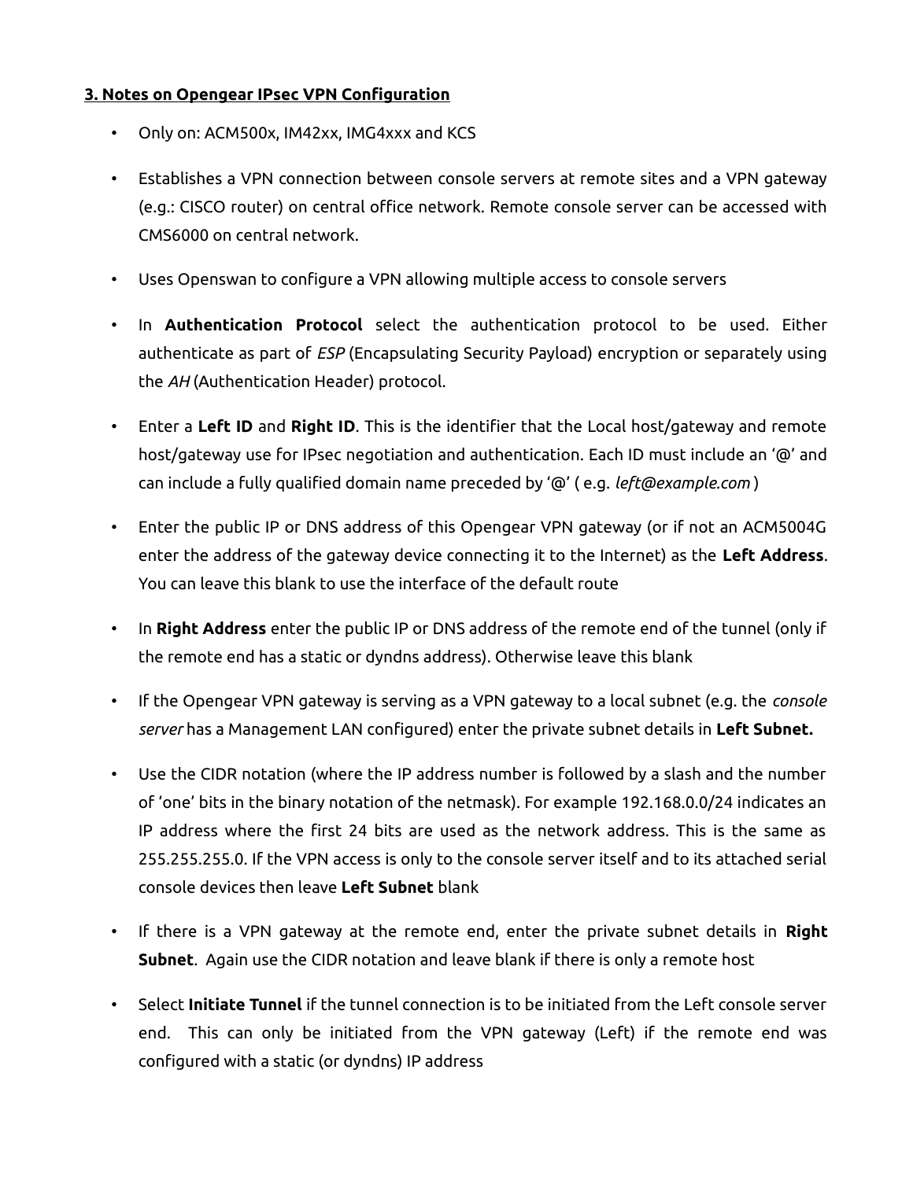**3. Notes on Opengear IPsec VPN Configuration**

- Only on: ACM500x, IM42xx, IMG4xxx and KCS
- Establishes a VPN connection between console servers at remote sites and a VPN gateway (e.g.: CISCO router) on central office network. Remote console server can be accessed with CMS6000 on central network.
- Uses Openswan to configure a VPN allowing multiple access to console servers
- In **Authentication Protocol** select the authentication protocol to be used. Either authenticate as part of *ESP* (Encapsulating Security Payload) encryption or separately using the *AH* (Authentication Header) protocol.
- Enter a **Left ID** and **Right ID**. This is the identifier that the Local host/gateway and remote host/gateway use for IPsec negotiation and authentication. Each ID must include an '@' and can include a fully qualified domain name preceded by '@' ( e.g. *left@example.com* )
- Enter the public IP or DNS address of this Opengear VPN gateway (or if not an ACM5004G enter the address of the gateway device connecting it to the Internet) as the **Left Address**. You can leave this blank to use the interface of the default route
- In **Right Address** enter the public IP or DNS address of the remote end of the tunnel (only if the remote end has a static or dyndns address). Otherwise leave this blank
- If the Opengear VPN gateway is serving as a VPN gateway to a local subnet (e.g. the *console server* has a Management LAN configured) enter the private subnet details in **Left Subnet.**
- Use the CIDR notation (where the IP address number is followed by a slash and the number of 'one' bits in the binary notation of the netmask). For example 192.168.0.0/24 indicates an IP address where the first 24 bits are used as the network address. This is the same as 255.255.255.0. If the VPN access is only to the console server itself and to its attached serial console devices then leave **Left Subnet** blank
- If there is a VPN gateway at the remote end, enter the private subnet details in **Right Subnet**. Again use the CIDR notation and leave blank if there is only a remote host
- Select **Initiate Tunnel** if the tunnel connection is to be initiated from the Left console server end. This can only be initiated from the VPN gateway (Left) if the remote end was configured with a static (or dyndns) IP address